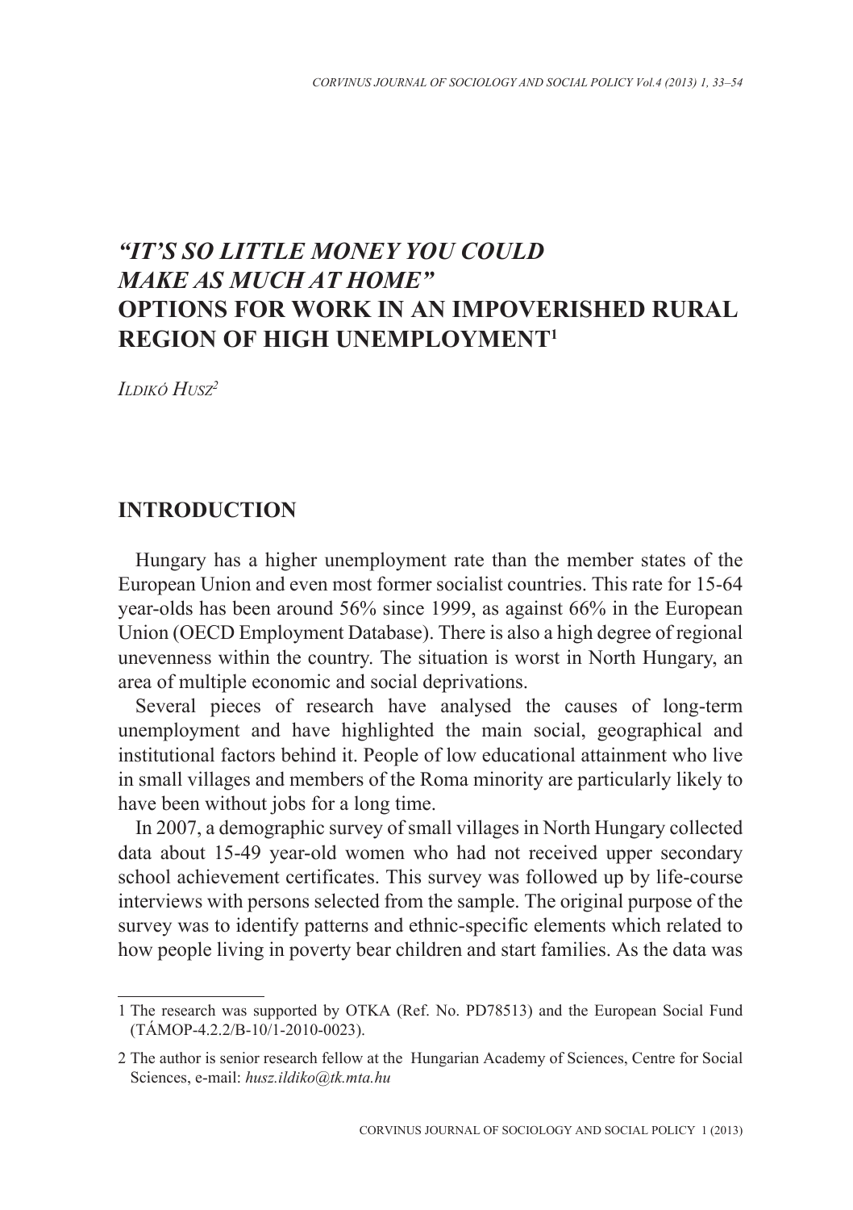# *"IT'S SO LITTLE MONEY YOU COULD MAKE AS MUCH AT HOME"* OPTIONS FOR WORK IN AN IMPOVERISHED RURAL REGION OF HIGH UNEMPLOYMENT[1]

*Ildikó Husz*[2]

## INTRODUCTION

Hungary has a higher unemployment rate than the member states of the European Union and even most former socialist countries. This rate for 15-64 year-olds has been around 56% since 1999, as against 66% in the European Union (OECD Employment Database). There is also a high degree of regional unevenness within the country. The situation is worst in North Hungary, an area of multiple economic and social deprivations.

Several pieces of research have analysed the causes of long-term unemployment and have highlighted the main social, geographical and institutional factors behind it. People of low educational attainment who live in small villages and members of the Roma minority are particularly likely to have been without jobs for a long time.

In 2007, a demographic survey of small villages in North Hungary collected data about 15-49 year-old women who had not received upper secondary school achievement certificates. This survey was followed up by life-course interviews with persons selected from the sample. The original purpose of the survey was to identify patterns and ethnic-specific elements which related to how people living in poverty bear children and start families. As the data was

---

1 The research was supported by OTKA (Ref. No. PD78513) and the European Social Fund (TÁMOP-4.2.2/B-10/1-2010-0023).

2 The author is senior research fellow at the Hungarian Academy of Sciences, Centre for Social Sciences, e-mail: *husz.ildiko@tk.mta.hu*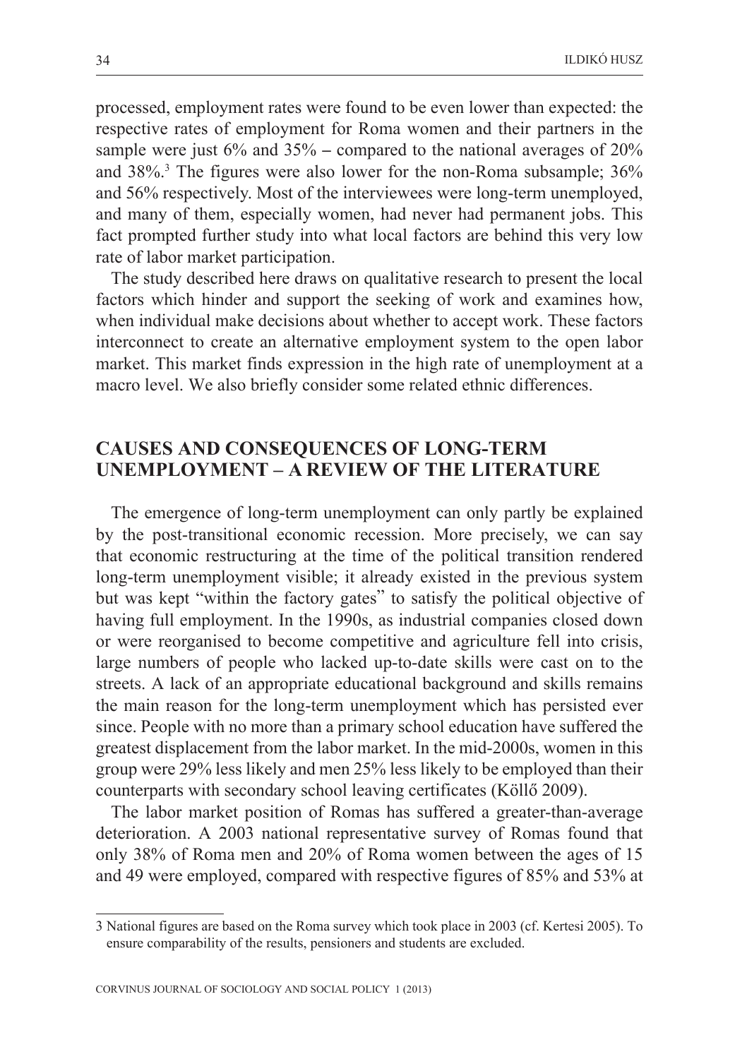processed, employment rates were found to be even lower than expected: the respective rates of employment for Roma women and their partners in the sample were just 6% and 35% – compared to the national averages of 20% and 38%.[3] The figures were also lower for the non-Roma subsample; 36% and 56% respectively. Most of the interviewees were long-term unemployed, and many of them, especially women, had never had permanent jobs. This fact prompted further study into what local factors are behind this very low rate of labor market participation.

The study described here draws on qualitative research to present the local factors which hinder and support the seeking of work and examines how, when individual make decisions about whether to accept work. These factors interconnect to create an alternative employment system to the open labor market. This market finds expression in the high rate of unemployment at a macro level. We also briefly consider some related ethnic differences.

## CAUSES AND CONSEQUENCES OF LONG-TERM UNEMPLOYMENT – A REVIEW OF THE LITERATURE

The emergence of long-term unemployment can only partly be explained by the post-transitional economic recession. More precisely, we can say that economic restructuring at the time of the political transition rendered long-term unemployment visible; it already existed in the previous system but was kept "within the factory gates" to satisfy the political objective of having full employment. In the 1990s, as industrial companies closed down or were reorganised to become competitive and agriculture fell into crisis, large numbers of people who lacked up-to-date skills were cast on to the streets. A lack of an appropriate educational background and skills remains the main reason for the long-term unemployment which has persisted ever since. People with no more than a primary school education have suffered the greatest displacement from the labor market. In the mid-2000s, women in this group were 29% less likely and men 25% less likely to be employed than their counterparts with secondary school leaving certificates (Köllő 2009).

The labor market position of Romas has suffered a greater-than-average deterioration. A 2003 national representative survey of Romas found that only 38% of Roma men and 20% of Roma women between the ages of 15 and 49 were employed, compared with respective figures of 85% and 53% at

---

[3] National figures are based on the Roma survey which took place in 2003 (cf. Kertesi 2005). To ensure comparability of the results, pensioners and students are excluded.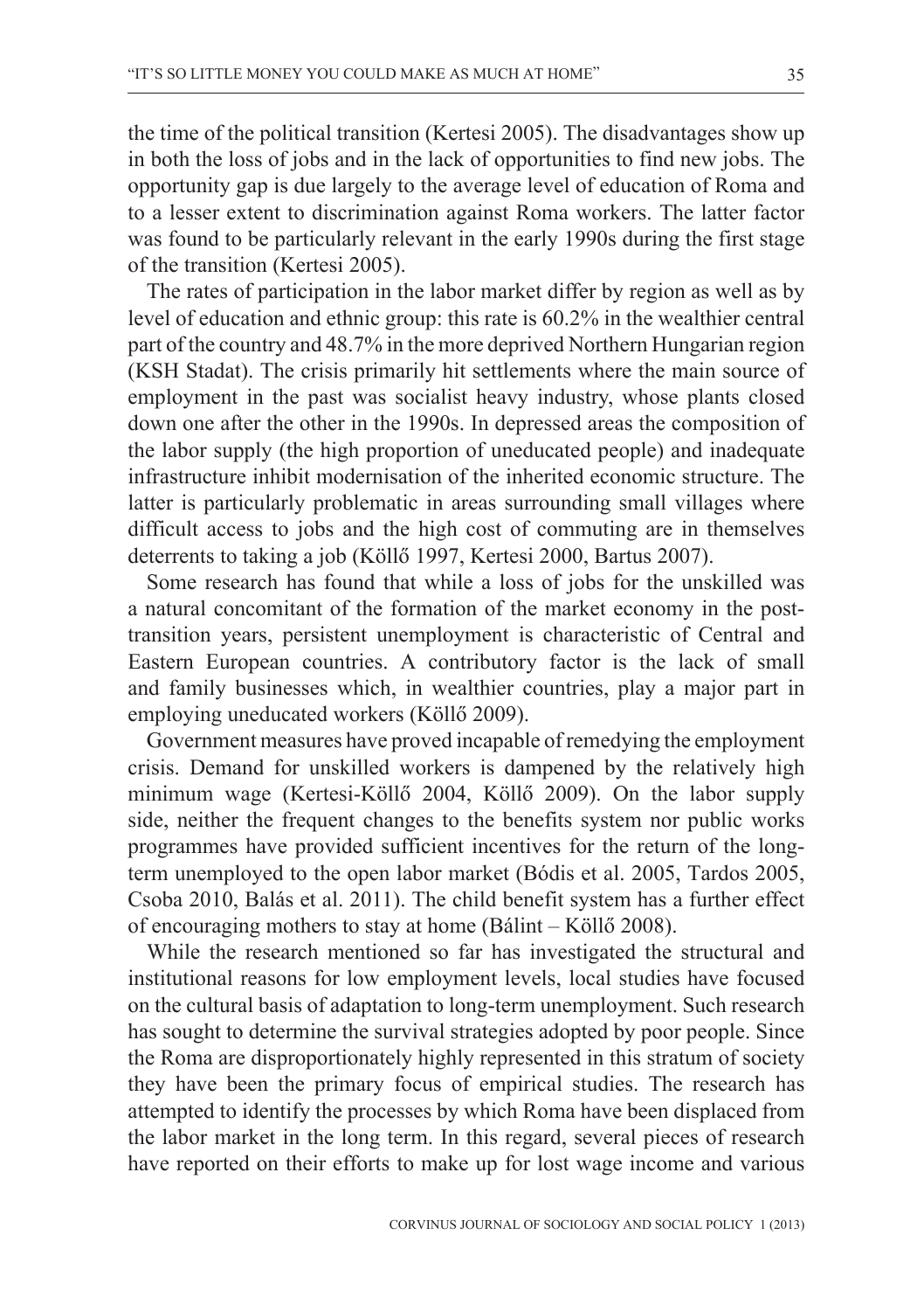the time of the political transition (Kertesi 2005). The disadvantages show up in both the loss of jobs and in the lack of opportunities to find new jobs. The opportunity gap is due largely to the average level of education of Roma and to a lesser extent to discrimination against Roma workers. The latter factor was found to be particularly relevant in the early 1990s during the first stage of the transition (Kertesi 2005).

The rates of participation in the labor market differ by region as well as by level of education and ethnic group: this rate is 60.2% in the wealthier central part of the country and 48.7% in the more deprived Northern Hungarian region (KSH Stadat). The crisis primarily hit settlements where the main source of employment in the past was socialist heavy industry, whose plants closed down one after the other in the 1990s. In depressed areas the composition of the labor supply (the high proportion of uneducated people) and inadequate infrastructure inhibit modernisation of the inherited economic structure. The latter is particularly problematic in areas surrounding small villages where difficult access to jobs and the high cost of commuting are in themselves deterrents to taking a job (Köllő 1997, Kertesi 2000, Bartus 2007).

Some research has found that while a loss of jobs for the unskilled was a natural concomitant of the formation of the market economy in the post-transition years, persistent unemployment is characteristic of Central and Eastern European countries. A contributory factor is the lack of small and family businesses which, in wealthier countries, play a major part in employing uneducated workers (Köllő 2009).

Government measures have proved incapable of remedying the employment crisis. Demand for unskilled workers is dampened by the relatively high minimum wage (Kertesi-Köllő 2004, Köllő 2009). On the labor supply side, neither the frequent changes to the benefits system nor public works programmes have provided sufficient incentives for the return of the long-term unemployed to the open labor market (Bódis et al. 2005, Tardos 2005, Csoba 2010, Balás et al. 2011). The child benefit system has a further effect of encouraging mothers to stay at home (Bálint – Köllő 2008).

While the research mentioned so far has investigated the structural and institutional reasons for low employment levels, local studies have focused on the cultural basis of adaptation to long-term unemployment. Such research has sought to determine the survival strategies adopted by poor people. Since the Roma are disproportionately highly represented in this stratum of society they have been the primary focus of empirical studies. The research has attempted to identify the processes by which Roma have been displaced from the labor market in the long term. In this regard, several pieces of research have reported on their efforts to make up for lost wage income and various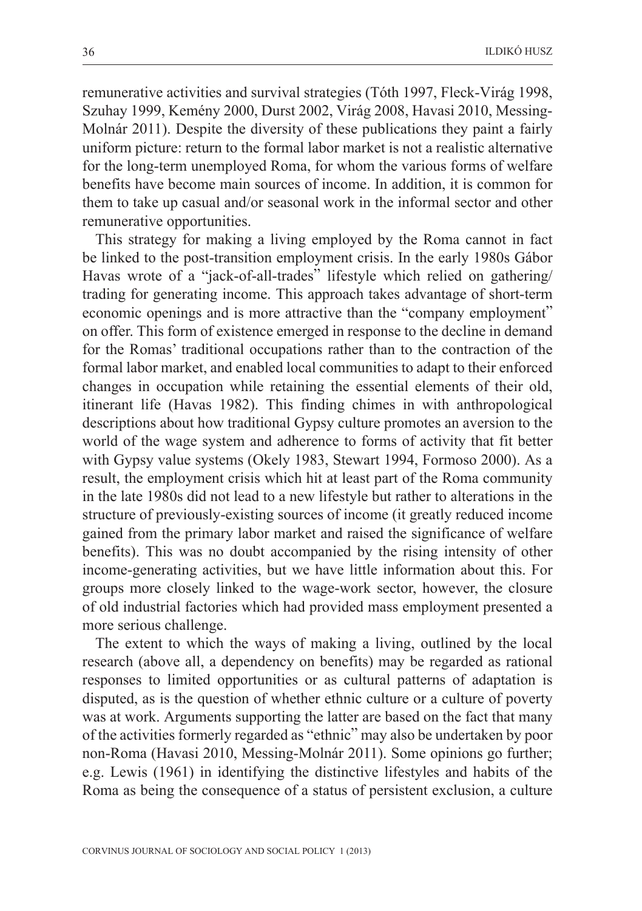remunerative activities and survival strategies (Tóth 1997, Fleck-Virág 1998, Szuhay 1999, Kemény 2000, Durst 2002, Virág 2008, Havasi 2010, Messing-Molnár 2011). Despite the diversity of these publications they paint a fairly uniform picture: return to the formal labor market is not a realistic alternative for the long-term unemployed Roma, for whom the various forms of welfare benefits have become main sources of income. In addition, it is common for them to take up casual and/or seasonal work in the informal sector and other remunerative opportunities.

This strategy for making a living employed by the Roma cannot in fact be linked to the post-transition employment crisis. In the early 1980s Gábor Havas wrote of a "jack-of-all-trades" lifestyle which relied on gathering/trading for generating income. This approach takes advantage of short-term economic openings and is more attractive than the "company employment" on offer. This form of existence emerged in response to the decline in demand for the Romas' traditional occupations rather than to the contraction of the formal labor market, and enabled local communities to adapt to their enforced changes in occupation while retaining the essential elements of their old, itinerant life (Havas 1982). This finding chimes in with anthropological descriptions about how traditional Gypsy culture promotes an aversion to the world of the wage system and adherence to forms of activity that fit better with Gypsy value systems (Okely 1983, Stewart 1994, Formoso 2000). As a result, the employment crisis which hit at least part of the Roma community in the late 1980s did not lead to a new lifestyle but rather to alterations in the structure of previously-existing sources of income (it greatly reduced income gained from the primary labor market and raised the significance of welfare benefits). This was no doubt accompanied by the rising intensity of other income-generating activities, but we have little information about this. For groups more closely linked to the wage-work sector, however, the closure of old industrial factories which had provided mass employment presented a more serious challenge.

The extent to which the ways of making a living, outlined by the local research (above all, a dependency on benefits) may be regarded as rational responses to limited opportunities or as cultural patterns of adaptation is disputed, as is the question of whether ethnic culture or a culture of poverty was at work. Arguments supporting the latter are based on the fact that many of the activities formerly regarded as "ethnic" may also be undertaken by poor non-Roma (Havasi 2010, Messing-Molnár 2011). Some opinions go further; e.g. Lewis (1961) in identifying the distinctive lifestyles and habits of the Roma as being the consequence of a status of persistent exclusion, a culture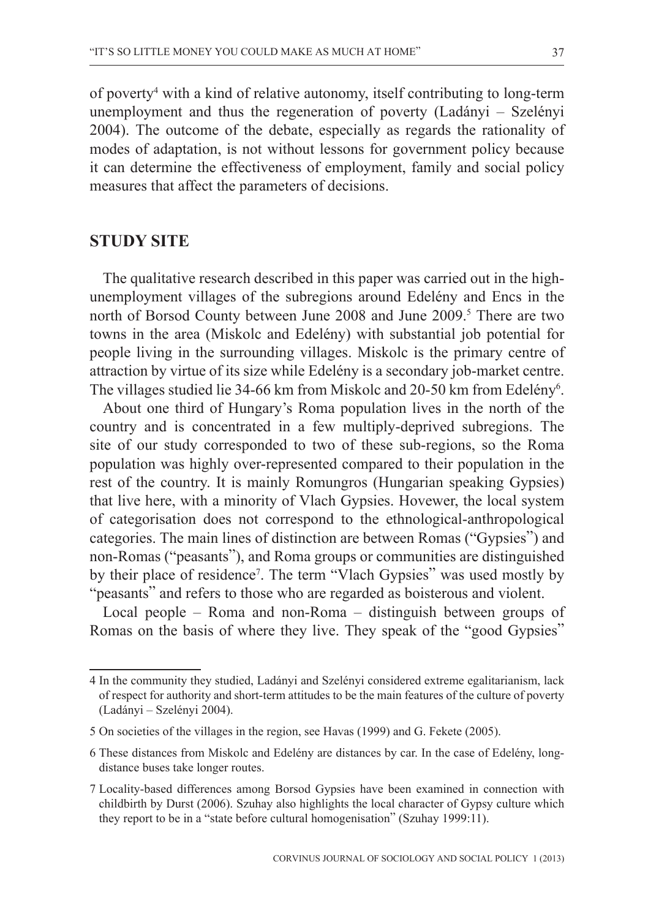of poverty[4] with a kind of relative autonomy, itself contributing to long-term unemployment and thus the regeneration of poverty (Ladányi – Szelényi 2004). The outcome of the debate, especially as regards the rationality of modes of adaptation, is not without lessons for government policy because it can determine the effectiveness of employment, family and social policy measures that affect the parameters of decisions.

## STUDY SITE

The qualitative research described in this paper was carried out in the high-unemployment villages of the subregions around Edelény and Encs in the north of Borsod County between June 2008 and June 2009.[5] There are two towns in the area (Miskolc and Edelény) with substantial job potential for people living in the surrounding villages. Miskolc is the primary centre of attraction by virtue of its size while Edelény is a secondary job-market centre. The villages studied lie 34-66 km from Miskolc and 20-50 km from Edelény[6].

About one third of Hungary's Roma population lives in the north of the country and is concentrated in a few multiply-deprived subregions. The site of our study corresponded to two of these sub-regions, so the Roma population was highly over-represented compared to their population in the rest of the country. It is mainly Romungros (Hungarian speaking Gypsies) that live here, with a minority of Vlach Gypsies. However, the local system of categorisation does not correspond to the ethnological-anthropological categories. The main lines of distinction are between Romas ("Gypsies") and non-Romas ("peasants"), and Roma groups or communities are distinguished by their place of residence[7]. The term "Vlach Gypsies" was used mostly by "peasants" and refers to those who are regarded as boisterous and violent.

Local people – Roma and non-Roma – distinguish between groups of Romas on the basis of where they live. They speak of the "good Gypsies"

---

4 In the community they studied, Ladányi and Szelényi considered extreme egalitarianism, lack of respect for authority and short-term attitudes to be the main features of the culture of poverty (Ladányi – Szelényi 2004).

5 On societies of the villages in the region, see Havas (1999) and G. Fekete (2005).

6 These distances from Miskolc and Edelény are distances by car. In the case of Edelény, long-distance buses take longer routes.

7 Locality-based differences among Borsod Gypsies have been examined in connection with childbirth by Durst (2006). Szuhay also highlights the local character of Gypsy culture which they report to be in a "state before cultural homogenisation" (Szuhay 1999:11).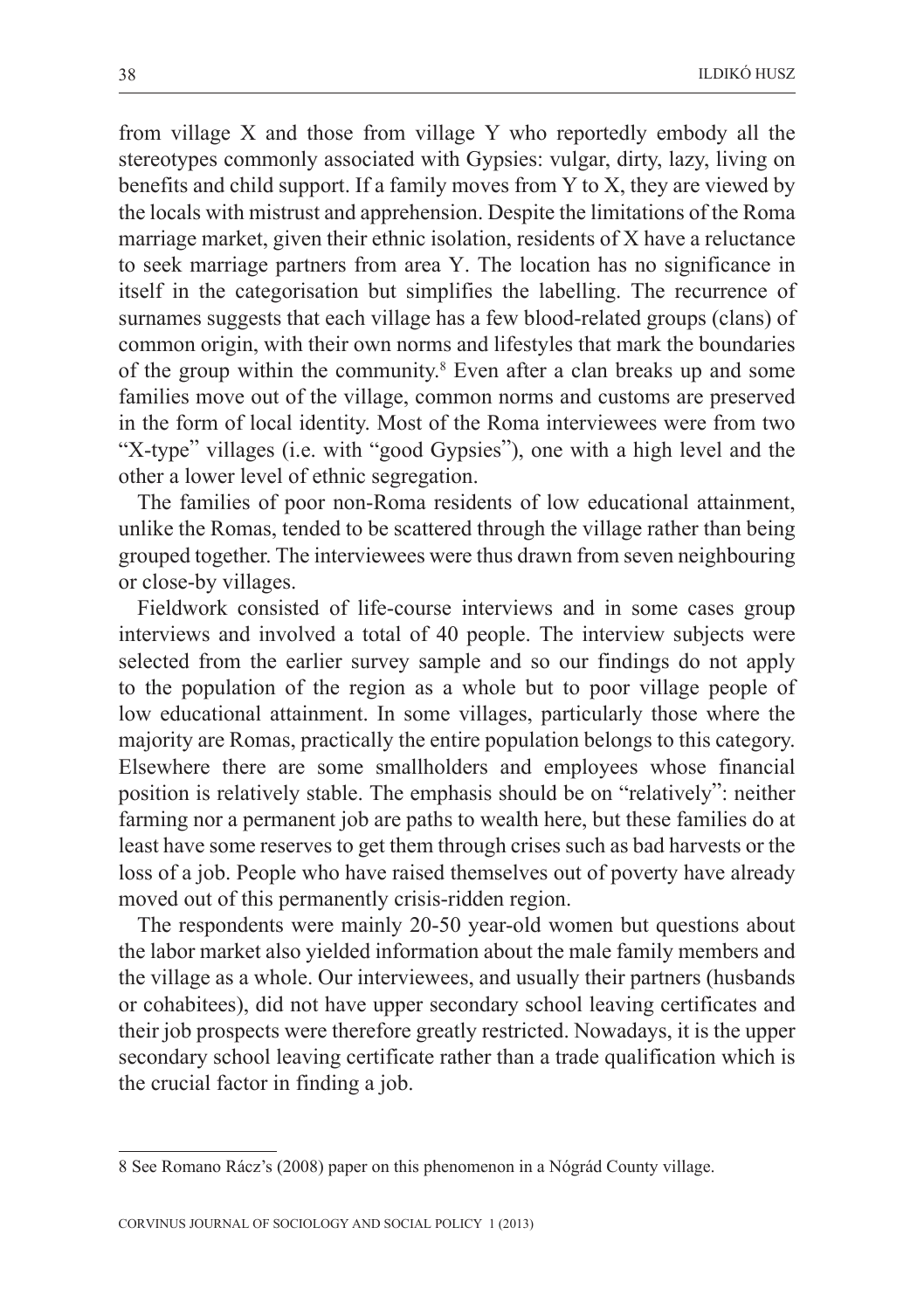from village X and those from village Y who reportedly embody all the stereotypes commonly associated with Gypsies: vulgar, dirty, lazy, living on benefits and child support. If a family moves from Y to X, they are viewed by the locals with mistrust and apprehension. Despite the limitations of the Roma marriage market, given their ethnic isolation, residents of X have a reluctance to seek marriage partners from area Y. The location has no significance in itself in the categorisation but simplifies the labelling. The recurrence of surnames suggests that each village has a few blood-related groups (clans) of common origin, with their own norms and lifestyles that mark the boundaries of the group within the community.[8] Even after a clan breaks up and some families move out of the village, common norms and customs are preserved in the form of local identity. Most of the Roma interviewees were from two "X-type" villages (i.e. with "good Gypsies"), one with a high level and the other a lower level of ethnic segregation.

The families of poor non-Roma residents of low educational attainment, unlike the Romas, tended to be scattered through the village rather than being grouped together. The interviewees were thus drawn from seven neighbouring or close-by villages.

Fieldwork consisted of life-course interviews and in some cases group interviews and involved a total of 40 people. The interview subjects were selected from the earlier survey sample and so our findings do not apply to the population of the region as a whole but to poor village people of low educational attainment. In some villages, particularly those where the majority are Romas, practically the entire population belongs to this category. Elsewhere there are some smallholders and employees whose financial position is relatively stable. The emphasis should be on "relatively": neither farming nor a permanent job are paths to wealth here, but these families do at least have some reserves to get them through crises such as bad harvests or the loss of a job. People who have raised themselves out of poverty have already moved out of this permanently crisis-ridden region.

The respondents were mainly 20-50 year-old women but questions about the labor market also yielded information about the male family members and the village as a whole. Our interviewees, and usually their partners (husbands or cohabitees), did not have upper secondary school leaving certificates and their job prospects were therefore greatly restricted. Nowadays, it is the upper secondary school leaving certificate rather than a trade qualification which is the crucial factor in finding a job.

---

8 See Romano Rácz's (2008) paper on this phenomenon in a Nógrád County village.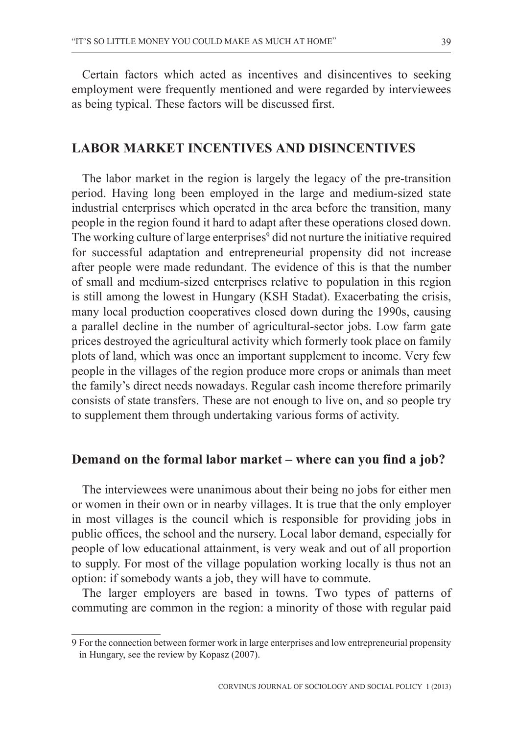Certain factors which acted as incentives and disincentives to seeking employment were frequently mentioned and were regarded by interviewees as being typical. These factors will be discussed first.

## LABOR MARKET INCENTIVES AND DISINCENTIVES

The labor market in the region is largely the legacy of the pre-transition period. Having long been employed in the large and medium-sized state industrial enterprises which operated in the area before the transition, many people in the region found it hard to adapt after these operations closed down. The working culture of large enterprises[9] did not nurture the initiative required for successful adaptation and entrepreneurial propensity did not increase after people were made redundant. The evidence of this is that the number of small and medium-sized enterprises relative to population in this region is still among the lowest in Hungary (KSH Stadat). Exacerbating the crisis, many local production cooperatives closed down during the 1990s, causing a parallel decline in the number of agricultural-sector jobs. Low farm gate prices destroyed the agricultural activity which formerly took place on family plots of land, which was once an important supplement to income. Very few people in the villages of the region produce more crops or animals than meet the family's direct needs nowadays. Regular cash income therefore primarily consists of state transfers. These are not enough to live on, and so people try to supplement them through undertaking various forms of activity.

### Demand on the formal labor market – where can you find a job?

The interviewees were unanimous about their being no jobs for either men or women in their own or in nearby villages. It is true that the only employer in most villages is the council which is responsible for providing jobs in public offices, the school and the nursery. Local labor demand, especially for people of low educational attainment, is very weak and out of all proportion to supply. For most of the village population working locally is thus not an option: if somebody wants a job, they will have to commute.

The larger employers are based in towns. Two types of patterns of commuting are common in the region: a minority of those with regular paid

9 For the connection between former work in large enterprises and low entrepreneurial propensity in Hungary, see the review by Kopasz (2007).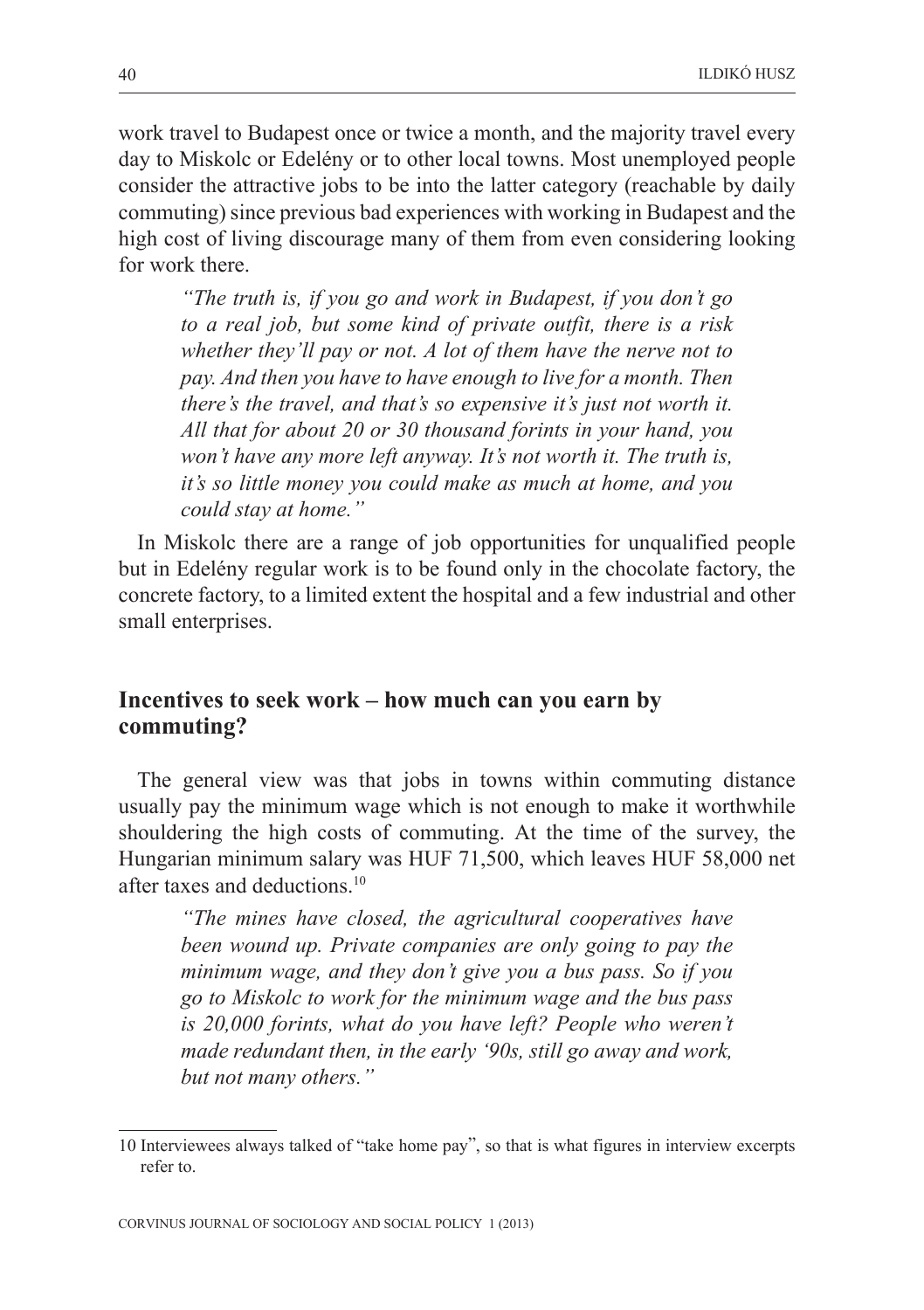work travel to Budapest once or twice a month, and the majority travel every day to Miskolc or Edelény or to other local towns. Most unemployed people consider the attractive jobs to be into the latter category (reachable by daily commuting) since previous bad experiences with working in Budapest and the high cost of living discourage many of them from even considering looking for work there.

> *"The truth is, if you go and work in Budapest, if you don't go to a real job, but some kind of private outfit, there is a risk whether they'll pay or not. A lot of them have the nerve not to pay. And then you have to have enough to live for a month. Then there's the travel, and that's so expensive it's just not worth it. All that for about 20 or 30 thousand forints in your hand, you won't have any more left anyway. It's not worth it. The truth is, it's so little money you could make as much at home, and you could stay at home."*

In Miskolc there are a range of job opportunities for unqualified people but in Edelény regular work is to be found only in the chocolate factory, the concrete factory, to a limited extent the hospital and a few industrial and other small enterprises.

## Incentives to seek work – how much can you earn by commuting?

The general view was that jobs in towns within commuting distance usually pay the minimum wage which is not enough to make it worthwhile shouldering the high costs of commuting. At the time of the survey, the Hungarian minimum salary was HUF 71,500, which leaves HUF 58,000 net after taxes and deductions.[10]

> *"The mines have closed, the agricultural cooperatives have been wound up. Private companies are only going to pay the minimum wage, and they don't give you a bus pass. So if you go to Miskolc to work for the minimum wage and the bus pass is 20,000 forints, what do you have left? People who weren't made redundant then, in the early '90s, still go away and work, but not many others."*

---

10 Interviewees always talked of "take home pay", so that is what figures in interview excerpts refer to.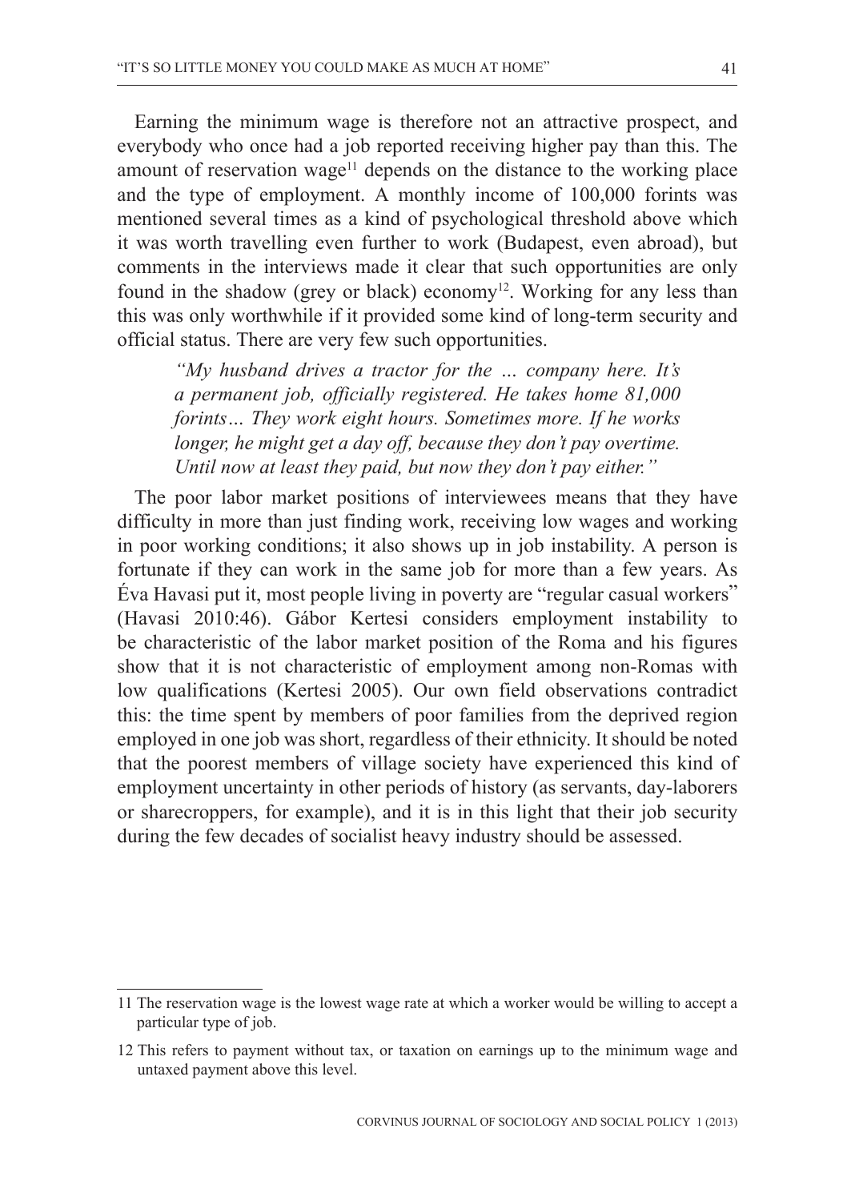Earning the minimum wage is therefore not an attractive prospect, and everybody who once had a job reported receiving higher pay than this. The amount of reservation wage[11] depends on the distance to the working place and the type of employment. A monthly income of 100,000 forints was mentioned several times as a kind of psychological threshold above which it was worth travelling even further to work (Budapest, even abroad), but comments in the interviews made it clear that such opportunities are only found in the shadow (grey or black) economy[12]. Working for any less than this was only worthwhile if it provided some kind of long-term security and official status. There are very few such opportunities.

> *"My husband drives a tractor for the … company here. It's a permanent job, officially registered. He takes home 81,000 forints… They work eight hours. Sometimes more. If he works longer, he might get a day off, because they don't pay overtime. Until now at least they paid, but now they don't pay either."*

The poor labor market positions of interviewees means that they have difficulty in more than just finding work, receiving low wages and working in poor working conditions; it also shows up in job instability. A person is fortunate if they can work in the same job for more than a few years. As Éva Havasi put it, most people living in poverty are "regular casual workers" (Havasi 2010:46). Gábor Kertesi considers employment instability to be characteristic of the labor market position of the Roma and his figures show that it is not characteristic of employment among non-Romas with low qualifications (Kertesi 2005). Our own field observations contradict this: the time spent by members of poor families from the deprived region employed in one job was short, regardless of their ethnicity. It should be noted that the poorest members of village society have experienced this kind of employment uncertainty in other periods of history (as servants, day-laborers or sharecroppers, for example), and it is in this light that their job security during the few decades of socialist heavy industry should be assessed.

---

11 The reservation wage is the lowest wage rate at which a worker would be willing to accept a particular type of job.

12 This refers to payment without tax, or taxation on earnings up to the minimum wage and untaxed payment above this level.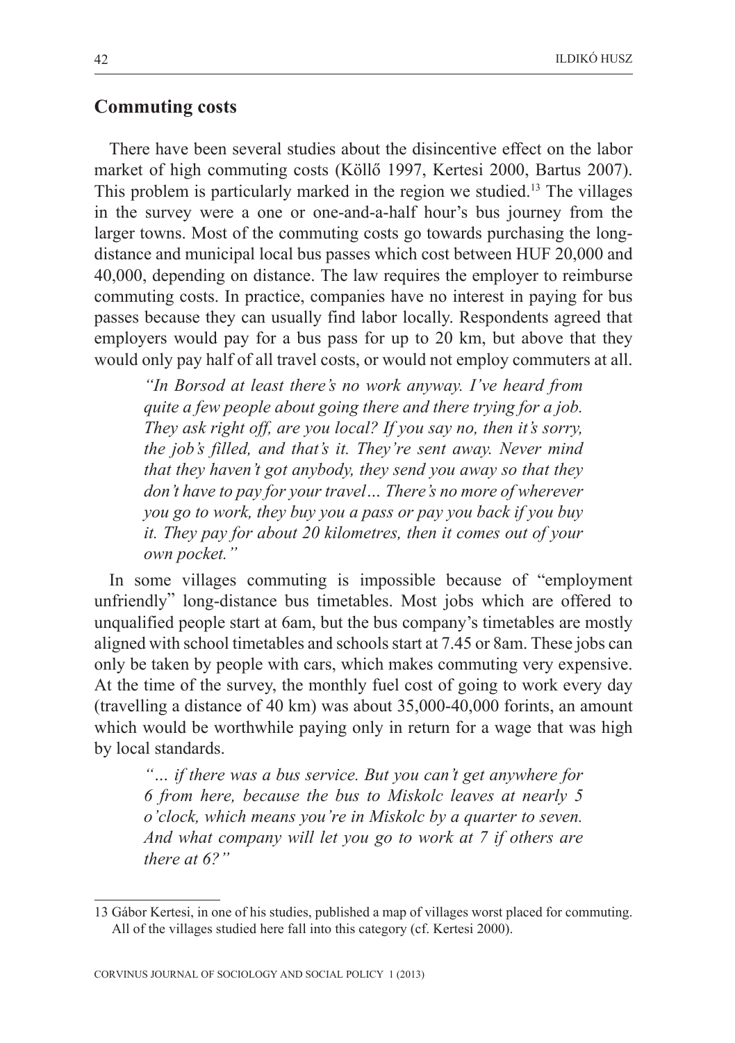## Commuting costs

There have been several studies about the disincentive effect on the labor market of high commuting costs (Köllő 1997, Kertesi 2000, Bartus 2007). This problem is particularly marked in the region we studied.[13] The villages in the survey were a one or one-and-a-half hour's bus journey from the larger towns. Most of the commuting costs go towards purchasing the long-distance and municipal local bus passes which cost between HUF 20,000 and 40,000, depending on distance. The law requires the employer to reimburse commuting costs. In practice, companies have no interest in paying for bus passes because they can usually find labor locally. Respondents agreed that employers would pay for a bus pass for up to 20 km, but above that they would only pay half of all travel costs, or would not employ commuters at all.

> *"In Borsod at least there's no work anyway. I've heard from quite a few people about going there and there trying for a job. They ask right off, are you local? If you say no, then it's sorry, the job's filled, and that's it. They're sent away. Never mind that they haven't got anybody, they send you away so that they don't have to pay for your travel… There's no more of wherever you go to work, they buy you a pass or pay you back if you buy it. They pay for about 20 kilometres, then it comes out of your own pocket."*

In some villages commuting is impossible because of "employment unfriendly" long-distance bus timetables. Most jobs which are offered to unqualified people start at 6am, but the bus company's timetables are mostly aligned with school timetables and schools start at 7.45 or 8am. These jobs can only be taken by people with cars, which makes commuting very expensive. At the time of the survey, the monthly fuel cost of going to work every day (travelling a distance of 40 km) was about 35,000-40,000 forints, an amount which would be worthwhile paying only in return for a wage that was high by local standards.

> *"… if there was a bus service. But you can't get anywhere for 6 from here, because the bus to Miskolc leaves at nearly 5 o'clock, which means you're in Miskolc by a quarter to seven. And what company will let you go to work at 7 if others are there at 6?"*

---

13 Gábor Kertesi, in one of his studies, published a map of villages worst placed for commuting. All of the villages studied here fall into this category (cf. Kertesi 2000).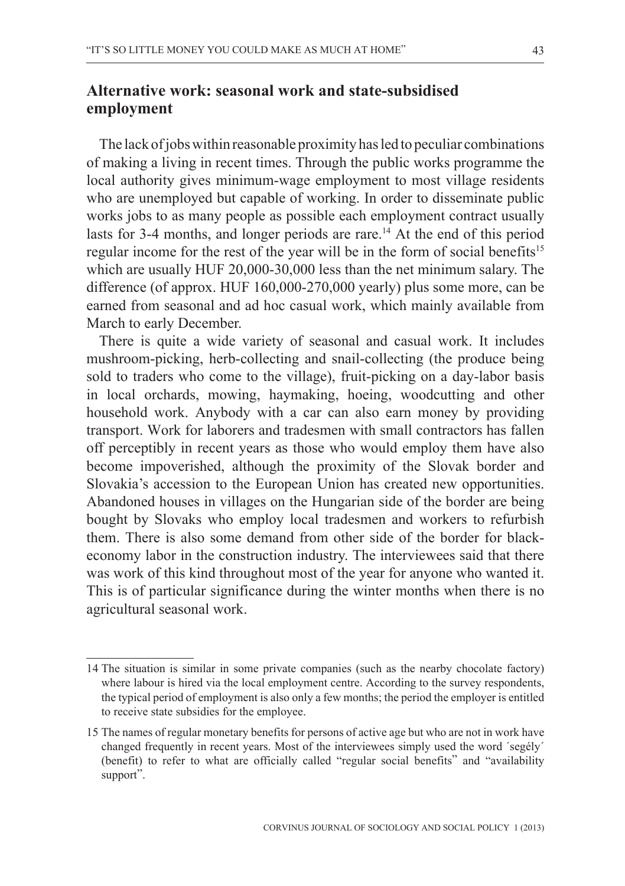## Alternative work: seasonal work and state-subsidised employment

The lack of jobs within reasonable proximity has led to peculiar combinations of making a living in recent times. Through the public works programme the local authority gives minimum-wage employment to most village residents who are unemployed but capable of working. In order to disseminate public works jobs to as many people as possible each employment contract usually lasts for 3-4 months, and longer periods are rare.[14] At the end of this period regular income for the rest of the year will be in the form of social benefits[15] which are usually HUF 20,000-30,000 less than the net minimum salary. The difference (of approx. HUF 160,000-270,000 yearly) plus some more, can be earned from seasonal and ad hoc casual work, which mainly available from March to early December.

There is quite a wide variety of seasonal and casual work. It includes mushroom-picking, herb-collecting and snail-collecting (the produce being sold to traders who come to the village), fruit-picking on a day-labor basis in local orchards, mowing, haymaking, hoeing, woodcutting and other household work. Anybody with a car can also earn money by providing transport. Work for laborers and tradesmen with small contractors has fallen off perceptibly in recent years as those who would employ them have also become impoverished, although the proximity of the Slovak border and Slovakia's accession to the European Union has created new opportunities. Abandoned houses in villages on the Hungarian side of the border are being bought by Slovaks who employ local tradesmen and workers to refurbish them. There is also some demand from other side of the border for black-economy labor in the construction industry. The interviewees said that there was work of this kind throughout most of the year for anyone who wanted it. This is of particular significance during the winter months when there is no agricultural seasonal work.

---

14 The situation is similar in some private companies (such as the nearby chocolate factory) where labour is hired via the local employment centre. According to the survey respondents, the typical period of employment is also only a few months; the period the employer is entitled to receive state subsidies for the employee.

15 The names of regular monetary benefits for persons of active age but who are not in work have changed frequently in recent years. Most of the interviewees simply used the word ´segély´ (benefit) to refer to what are officially called "regular social benefits" and "availability support".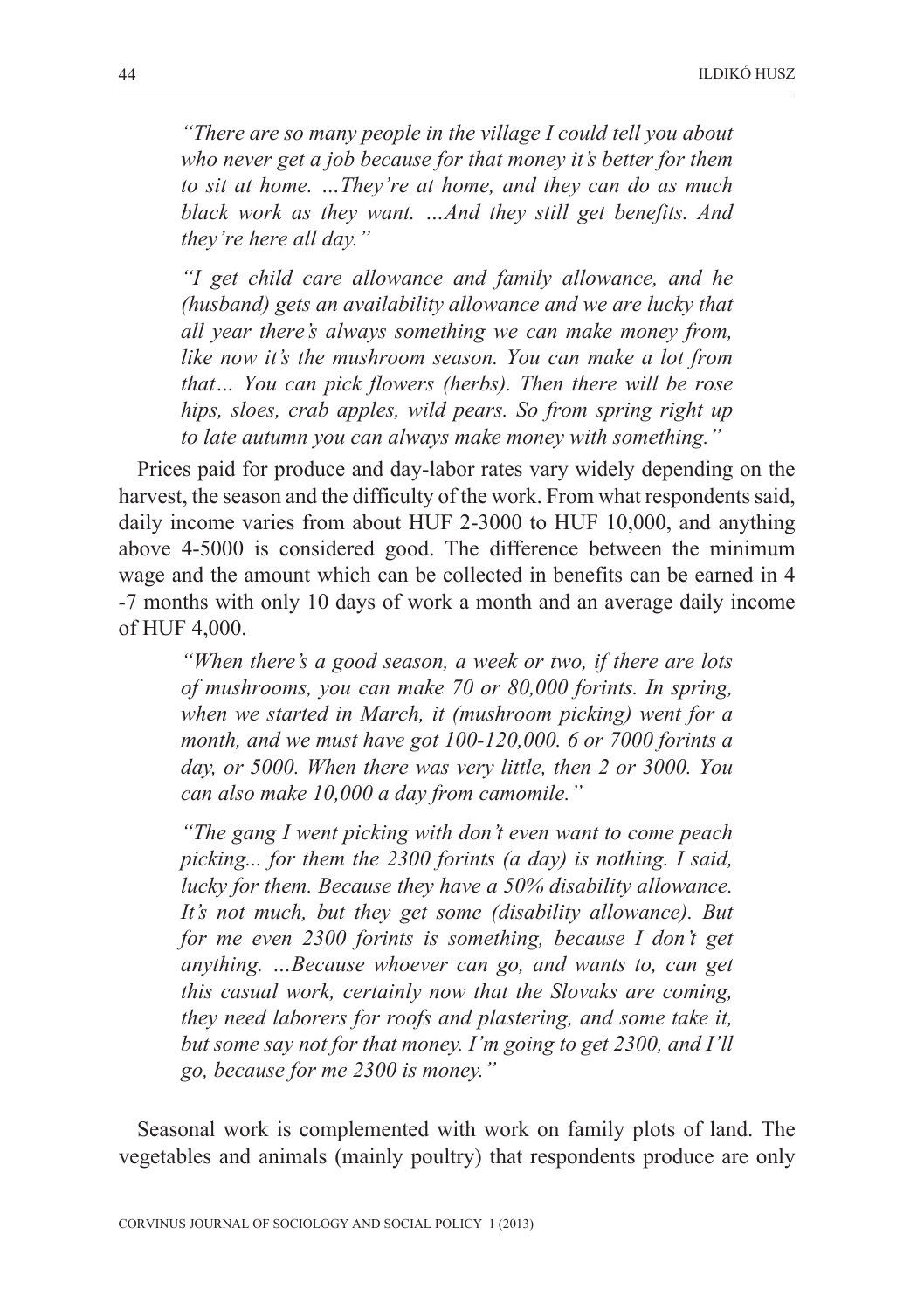> *"There are so many people in the village I could tell you about who never get a job because for that money it's better for them to sit at home. …They're at home, and they can do as much black work as they want. …And they still get benefits. And they're here all day."*

> *"I get child care allowance and family allowance, and he (husband) gets an availability allowance and we are lucky that all year there's always something we can make money from, like now it's the mushroom season. You can make a lot from that… You can pick flowers (herbs). Then there will be rose hips, sloes, crab apples, wild pears. So from spring right up to late autumn you can always make money with something."*

Prices paid for produce and day-labor rates vary widely depending on the harvest, the season and the difficulty of the work. From what respondents said, daily income varies from about HUF 2-3000 to HUF 10,000, and anything above 4-5000 is considered good. The difference between the minimum wage and the amount which can be collected in benefits can be earned in 4 -7 months with only 10 days of work a month and an average daily income of HUF 4,000.

> *"When there's a good season, a week or two, if there are lots of mushrooms, you can make 70 or 80,000 forints. In spring, when we started in March, it (mushroom picking) went for a month, and we must have got 100-120,000. 6 or 7000 forints a day, or 5000. When there was very little, then 2 or 3000. You can also make 10,000 a day from camomile."*

> *"The gang I went picking with don't even want to come peach picking... for them the 2300 forints (a day) is nothing. I said, lucky for them. Because they have a 50% disability allowance. It's not much, but they get some (disability allowance). But for me even 2300 forints is something, because I don't get anything. …Because whoever can go, and wants to, can get this casual work, certainly now that the Slovaks are coming, they need laborers for roofs and plastering, and some take it, but some say not for that money. I'm going to get 2300, and I'll go, because for me 2300 is money."*

Seasonal work is complemented with work on family plots of land. The vegetables and animals (mainly poultry) that respondents produce are only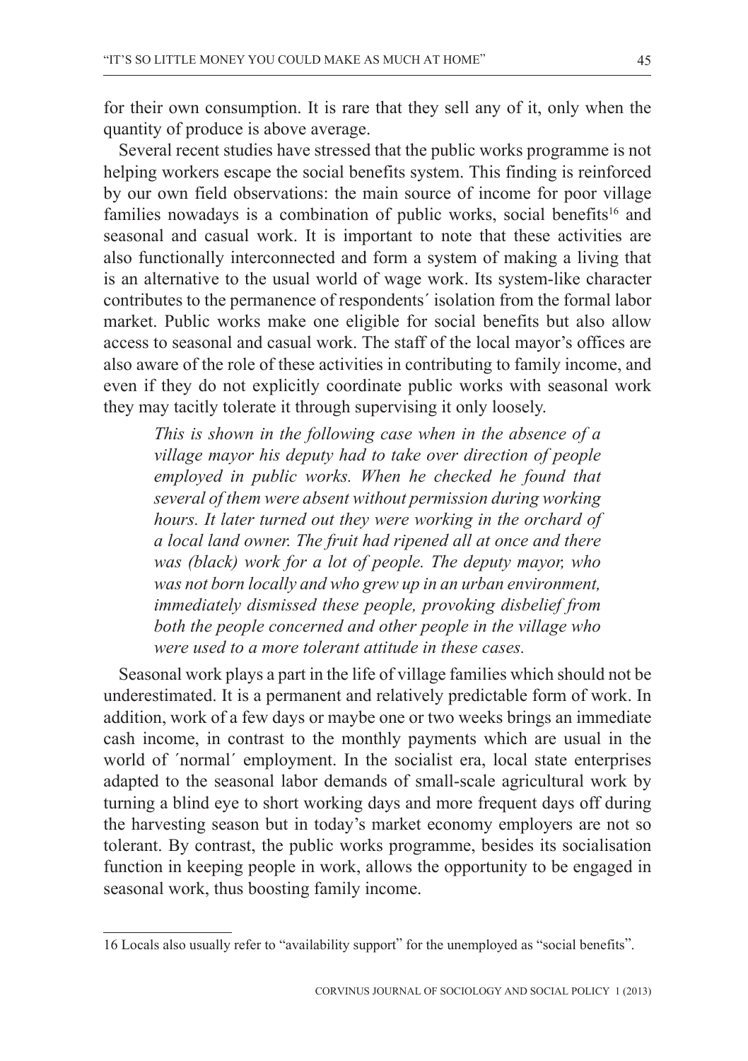for their own consumption. It is rare that they sell any of it, only when the quantity of produce is above average.

Several recent studies have stressed that the public works programme is not helping workers escape the social benefits system. This finding is reinforced by our own field observations: the main source of income for poor village families nowadays is a combination of public works, social benefits[16] and seasonal and casual work. It is important to note that these activities are also functionally interconnected and form a system of making a living that is an alternative to the usual world of wage work. Its system-like character contributes to the permanence of respondents´ isolation from the formal labor market. Public works make one eligible for social benefits but also allow access to seasonal and casual work. The staff of the local mayor's offices are also aware of the role of these activities in contributing to family income, and even if they do not explicitly coordinate public works with seasonal work they may tacitly tolerate it through supervising it only loosely.

> *This is shown in the following case when in the absence of a village mayor his deputy had to take over direction of people employed in public works. When he checked he found that several of them were absent without permission during working hours. It later turned out they were working in the orchard of a local land owner. The fruit had ripened all at once and there was (black) work for a lot of people. The deputy mayor, who was not born locally and who grew up in an urban environment, immediately dismissed these people, provoking disbelief from both the people concerned and other people in the village who were used to a more tolerant attitude in these cases.*

Seasonal work plays a part in the life of village families which should not be underestimated. It is a permanent and relatively predictable form of work. In addition, work of a few days or maybe one or two weeks brings an immediate cash income, in contrast to the monthly payments which are usual in the world of ´normal´ employment. In the socialist era, local state enterprises adapted to the seasonal labor demands of small-scale agricultural work by turning a blind eye to short working days and more frequent days off during the harvesting season but in today's market economy employers are not so tolerant. By contrast, the public works programme, besides its socialisation function in keeping people in work, allows the opportunity to be engaged in seasonal work, thus boosting family income.

---

16 Locals also usually refer to "availability support" for the unemployed as "social benefits".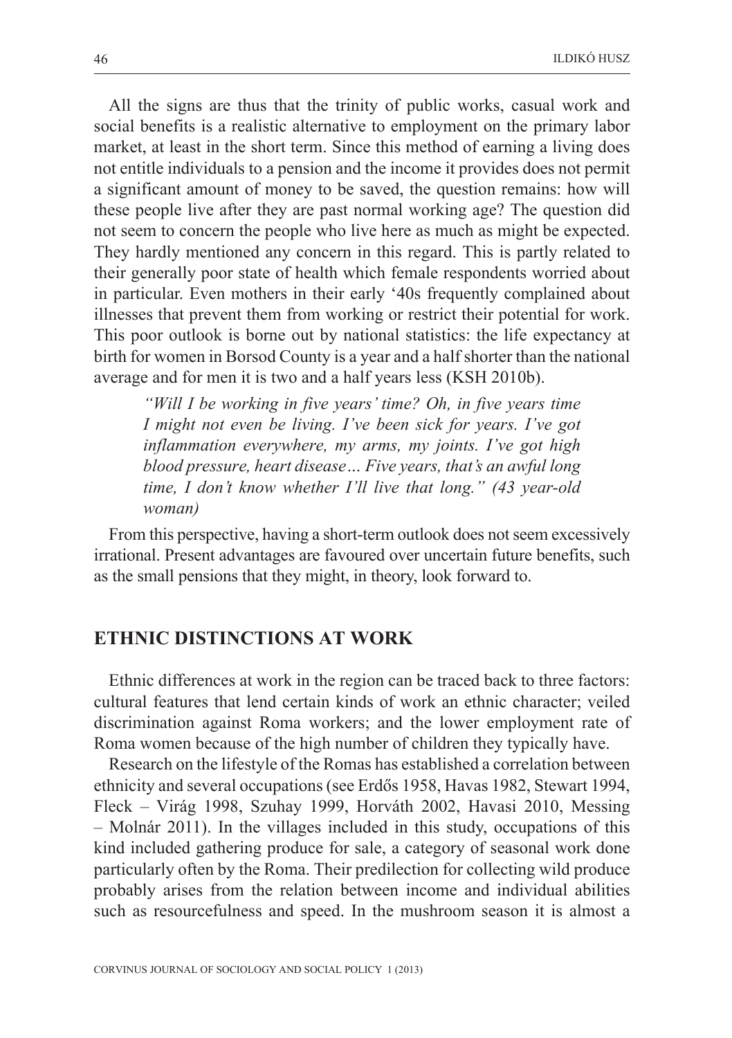All the signs are thus that the trinity of public works, casual work and social benefits is a realistic alternative to employment on the primary labor market, at least in the short term. Since this method of earning a living does not entitle individuals to a pension and the income it provides does not permit a significant amount of money to be saved, the question remains: how will these people live after they are past normal working age? The question did not seem to concern the people who live here as much as might be expected. They hardly mentioned any concern in this regard. This is partly related to their generally poor state of health which female respondents worried about in particular. Even mothers in their early '40s frequently complained about illnesses that prevent them from working or restrict their potential for work. This poor outlook is borne out by national statistics: the life expectancy at birth for women in Borsod County is a year and a half shorter than the national average and for men it is two and a half years less (KSH 2010b).

> *"Will I be working in five years' time? Oh, in five years time I might not even be living. I've been sick for years. I've got inflammation everywhere, my arms, my joints. I've got high blood pressure, heart disease… Five years, that's an awful long time, I don't know whether I'll live that long." (43 year-old woman)*

From this perspective, having a short-term outlook does not seem excessively irrational. Present advantages are favoured over uncertain future benefits, such as the small pensions that they might, in theory, look forward to.

## ETHNIC DISTINCTIONS AT WORK

Ethnic differences at work in the region can be traced back to three factors: cultural features that lend certain kinds of work an ethnic character; veiled discrimination against Roma workers; and the lower employment rate of Roma women because of the high number of children they typically have.

Research on the lifestyle of the Romas has established a correlation between ethnicity and several occupations (see Erdős 1958, Havas 1982, Stewart 1994, Fleck – Virág 1998, Szuhay 1999, Horváth 2002, Havasi 2010, Messing – Molnár 2011). In the villages included in this study, occupations of this kind included gathering produce for sale, a category of seasonal work done particularly often by the Roma. Their predilection for collecting wild produce probably arises from the relation between income and individual abilities such as resourcefulness and speed. In the mushroom season it is almost a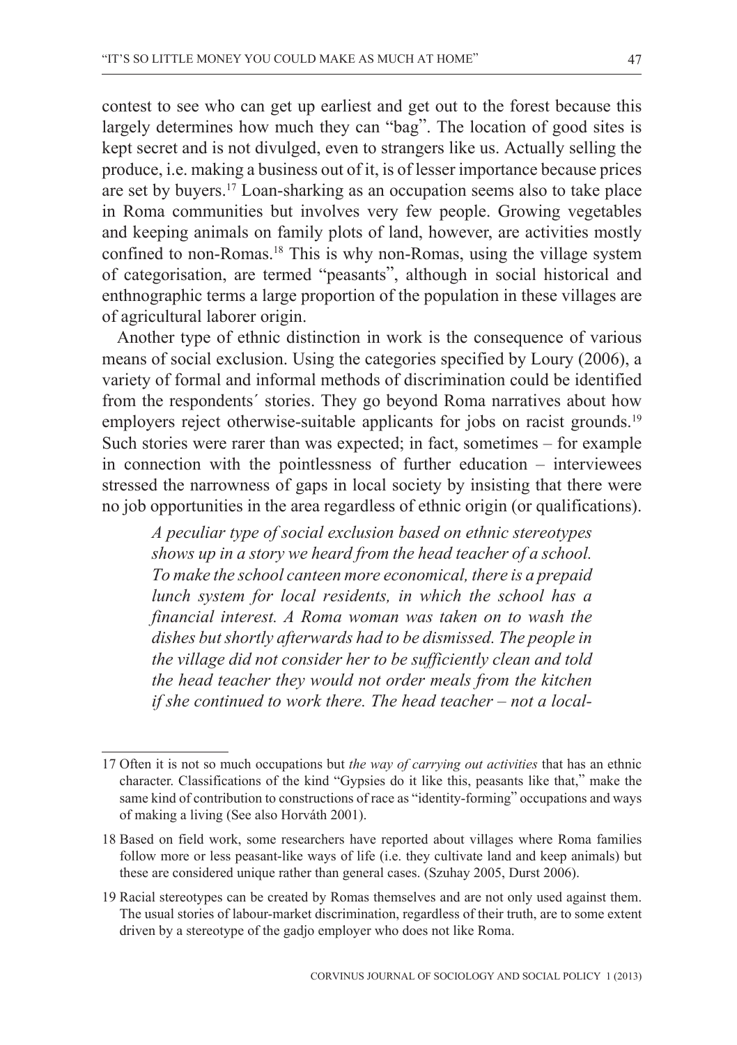contest to see who can get up earliest and get out to the forest because this largely determines how much they can "bag". The location of good sites is kept secret and is not divulged, even to strangers like us. Actually selling the produce, i.e. making a business out of it, is of lesser importance because prices are set by buyers.[17] Loan-sharking as an occupation seems also to take place in Roma communities but involves very few people. Growing vegetables and keeping animals on family plots of land, however, are activities mostly confined to non-Romas.[18] This is why non-Romas, using the village system of categorisation, are termed "peasants", although in social historical and enthnographic terms a large proportion of the population in these villages are of agricultural laborer origin.

Another type of ethnic distinction in work is the consequence of various means of social exclusion. Using the categories specified by Loury (2006), a variety of formal and informal methods of discrimination could be identified from the respondents´ stories. They go beyond Roma narratives about how employers reject otherwise-suitable applicants for jobs on racist grounds.[19] Such stories were rarer than was expected; in fact, sometimes – for example in connection with the pointlessness of further education – interviewees stressed the narrowness of gaps in local society by insisting that there were no job opportunities in the area regardless of ethnic origin (or qualifications).

> *A peculiar type of social exclusion based on ethnic stereotypes shows up in a story we heard from the head teacher of a school. To make the school canteen more economical, there is a prepaid lunch system for local residents, in which the school has a financial interest. A Roma woman was taken on to wash the dishes but shortly afterwards had to be dismissed. The people in the village did not consider her to be sufficiently clean and told the head teacher they would not order meals from the kitchen if she continued to work there. The head teacher – not a local-*

---

17 Often it is not so much occupations but *the way of carrying out activities* that has an ethnic character. Classifications of the kind "Gypsies do it like this, peasants like that," make the same kind of contribution to constructions of race as "identity-forming" occupations and ways of making a living (See also Horváth 2001).

18 Based on field work, some researchers have reported about villages where Roma families follow more or less peasant-like ways of life (i.e. they cultivate land and keep animals) but these are considered unique rather than general cases. (Szuhay 2005, Durst 2006).

19 Racial stereotypes can be created by Romas themselves and are not only used against them. The usual stories of labour-market discrimination, regardless of their truth, are to some extent driven by a stereotype of the gadjo employer who does not like Roma.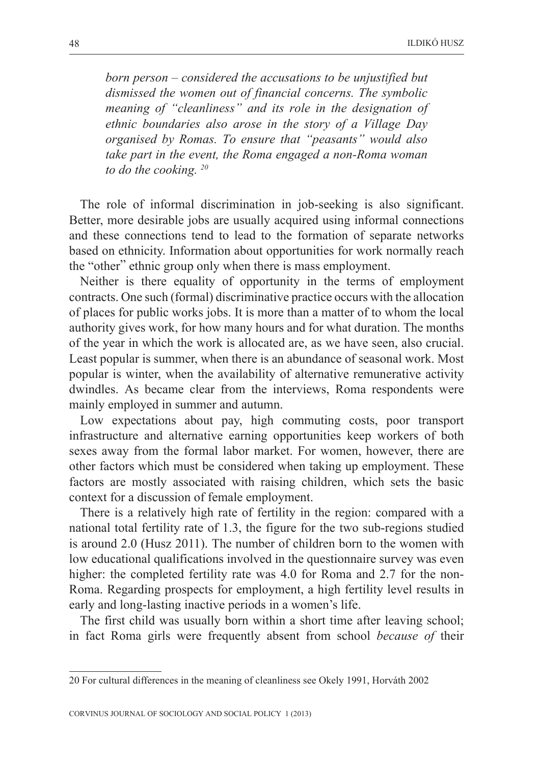*born person – considered the accusations to be unjustified but dismissed the women out of financial concerns. The symbolic meaning of "cleanliness" and its role in the designation of ethnic boundaries also arose in the story of a Village Day organised by Romas. To ensure that "peasants" would also take part in the event, the Roma engaged a non-Roma woman to do the cooking.* [20]

The role of informal discrimination in job-seeking is also significant. Better, more desirable jobs are usually acquired using informal connections and these connections tend to lead to the formation of separate networks based on ethnicity. Information about opportunities for work normally reach the "other" ethnic group only when there is mass employment.

Neither is there equality of opportunity in the terms of employment contracts. One such (formal) discriminative practice occurs with the allocation of places for public works jobs. It is more than a matter of to whom the local authority gives work, for how many hours and for what duration. The months of the year in which the work is allocated are, as we have seen, also crucial. Least popular is summer, when there is an abundance of seasonal work. Most popular is winter, when the availability of alternative remunerative activity dwindles. As became clear from the interviews, Roma respondents were mainly employed in summer and autumn.

Low expectations about pay, high commuting costs, poor transport infrastructure and alternative earning opportunities keep workers of both sexes away from the formal labor market. For women, however, there are other factors which must be considered when taking up employment. These factors are mostly associated with raising children, which sets the basic context for a discussion of female employment.

There is a relatively high rate of fertility in the region: compared with a national total fertility rate of 1.3, the figure for the two sub-regions studied is around 2.0 (Husz 2011). The number of children born to the women with low educational qualifications involved in the questionnaire survey was even higher: the completed fertility rate was 4.0 for Roma and 2.7 for the non-Roma. Regarding prospects for employment, a high fertility level results in early and long-lasting inactive periods in a women's life.

The first child was usually born within a short time after leaving school; in fact Roma girls were frequently absent from school *because of* their

---

20 For cultural differences in the meaning of cleanliness see Okely 1991, Horváth 2002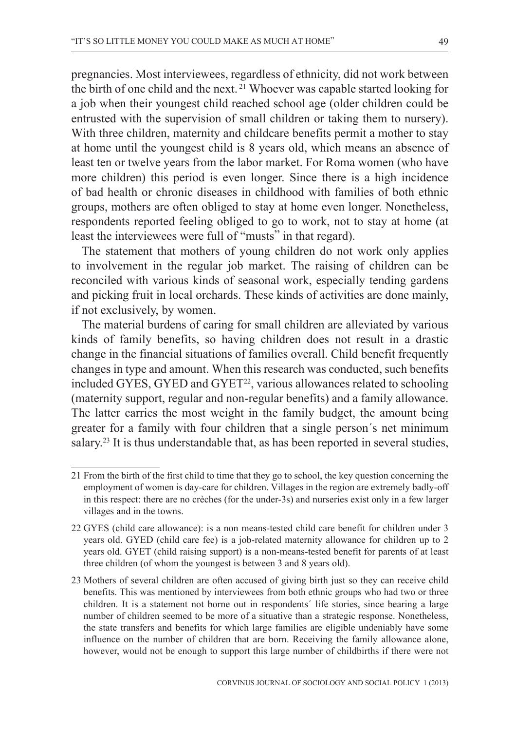pregnancies. Most interviewees, regardless of ethnicity, did not work between the birth of one child and the next. [21] Whoever was capable started looking for a job when their youngest child reached school age (older children could be entrusted with the supervision of small children or taking them to nursery). With three children, maternity and childcare benefits permit a mother to stay at home until the youngest child is 8 years old, which means an absence of least ten or twelve years from the labor market. For Roma women (who have more children) this period is even longer. Since there is a high incidence of bad health or chronic diseases in childhood with families of both ethnic groups, mothers are often obliged to stay at home even longer. Nonetheless, respondents reported feeling obliged to go to work, not to stay at home (at least the interviewees were full of "musts" in that regard).

The statement that mothers of young children do not work only applies to involvement in the regular job market. The raising of children can be reconciled with various kinds of seasonal work, especially tending gardens and picking fruit in local orchards. These kinds of activities are done mainly, if not exclusively, by women.

The material burdens of caring for small children are alleviated by various kinds of family benefits, so having children does not result in a drastic change in the financial situations of families overall. Child benefit frequently changes in type and amount. When this research was conducted, such benefits included GYES, GYED and GYET[22], various allowances related to schooling (maternity support, regular and non-regular benefits) and a family allowance. The latter carries the most weight in the family budget, the amount being greater for a family with four children that a single person´s net minimum salary.[23] It is thus understandable that, as has been reported in several studies,

---

21 From the birth of the first child to time that they go to school, the key question concerning the employment of women is day-care for children. Villages in the region are extremely badly-off in this respect: there are no crèches (for the under-3s) and nurseries exist only in a few larger villages and in the towns.

22 GYES (child care allowance): is a non means-tested child care benefit for children under 3 years old. GYED (child care fee) is a job-related maternity allowance for children up to 2 years old. GYET (child raising support) is a non-means-tested benefit for parents of at least three children (of whom the youngest is between 3 and 8 years old).

23 Mothers of several children are often accused of giving birth just so they can receive child benefits. This was mentioned by interviewees from both ethnic groups who had two or three children. It is a statement not borne out in respondents´ life stories, since bearing a large number of children seemed to be more of a situative than a strategic response. Nonetheless, the state transfers and benefits for which large families are eligible undeniably have some influence on the number of children that are born. Receiving the family allowance alone, however, would not be enough to support this large number of childbirths if there were not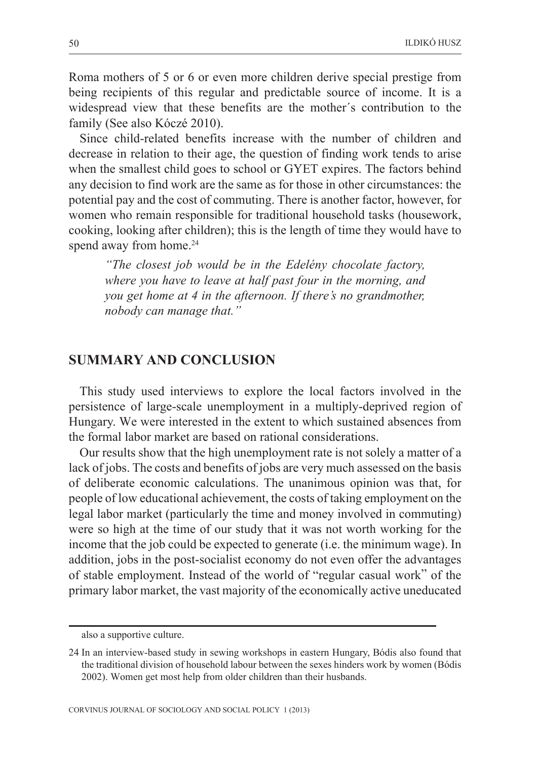Roma mothers of 5 or 6 or even more children derive special prestige from being recipients of this regular and predictable source of income. It is a widespread view that these benefits are the mother´s contribution to the family (See also Kóczé 2010).

Since child-related benefits increase with the number of children and decrease in relation to their age, the question of finding work tends to arise when the smallest child goes to school or GYET expires. The factors behind any decision to find work are the same as for those in other circumstances: the potential pay and the cost of commuting. There is another factor, however, for women who remain responsible for traditional household tasks (housework, cooking, looking after children); this is the length of time they would have to spend away from home.[24]

> *"The closest job would be in the Edelény chocolate factory, where you have to leave at half past four in the morning, and you get home at 4 in the afternoon. If there's no grandmother, nobody can manage that."*

## SUMMARY AND CONCLUSION

This study used interviews to explore the local factors involved in the persistence of large-scale unemployment in a multiply-deprived region of Hungary. We were interested in the extent to which sustained absences from the formal labor market are based on rational considerations.

Our results show that the high unemployment rate is not solely a matter of a lack of jobs. The costs and benefits of jobs are very much assessed on the basis of deliberate economic calculations. The unanimous opinion was that, for people of low educational achievement, the costs of taking employment on the legal labor market (particularly the time and money involved in commuting) were so high at the time of our study that it was not worth working for the income that the job could be expected to generate (i.e. the minimum wage). In addition, jobs in the post-socialist economy do not even offer the advantages of stable employment. Instead of the world of "regular casual work" of the primary labor market, the vast majority of the economically active uneducated

---

also a supportive culture.

24 In an interview-based study in sewing workshops in eastern Hungary, Bódis also found that the traditional division of household labour between the sexes hinders work by women (Bódis 2002). Women get most help from older children than their husbands.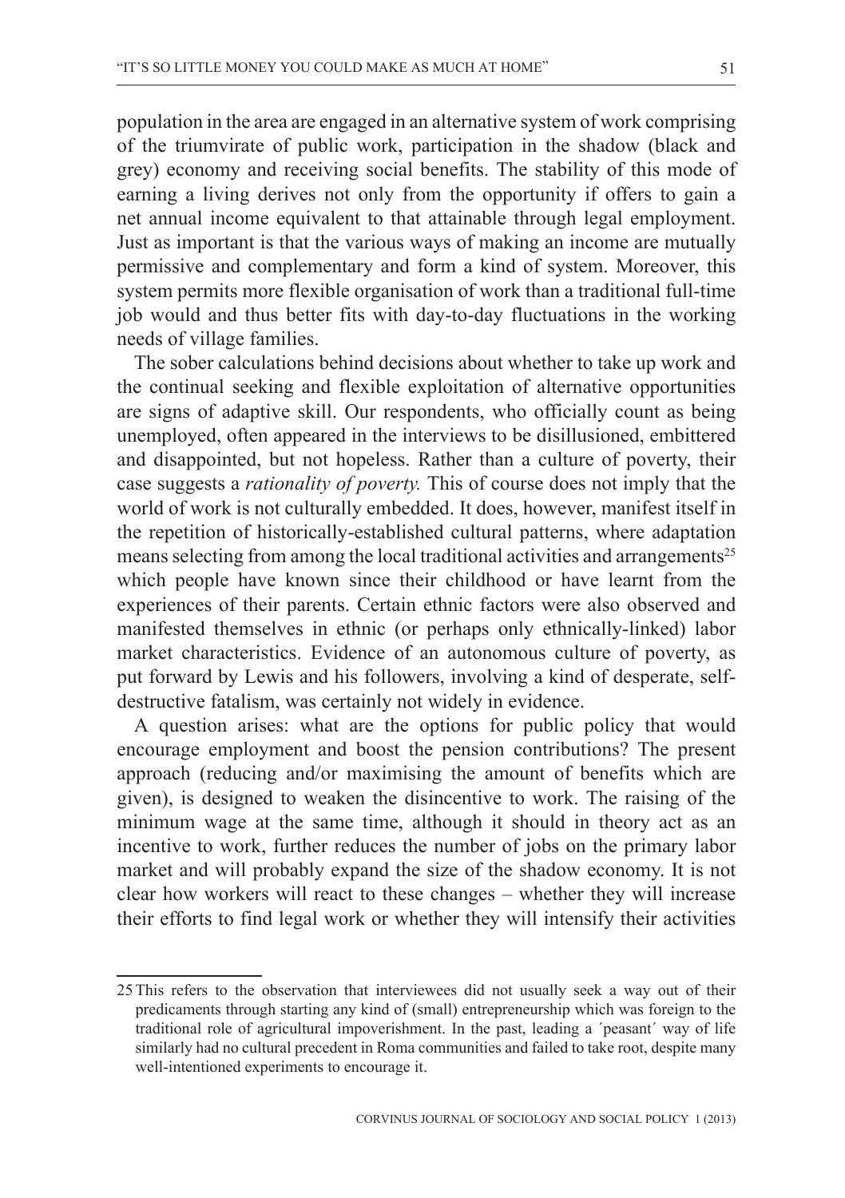population in the area are engaged in an alternative system of work comprising of the triumvirate of public work, participation in the shadow (black and grey) economy and receiving social benefits. The stability of this mode of earning a living derives not only from the opportunity if offers to gain a net annual income equivalent to that attainable through legal employment. Just as important is that the various ways of making an income are mutually permissive and complementary and form a kind of system. Moreover, this system permits more flexible organisation of work than a traditional full-time job would and thus better fits with day-to-day fluctuations in the working needs of village families.

The sober calculations behind decisions about whether to take up work and the continual seeking and flexible exploitation of alternative opportunities are signs of adaptive skill. Our respondents, who officially count as being unemployed, often appeared in the interviews to be disillusioned, embittered and disappointed, but not hopeless. Rather than a culture of poverty, their case suggests a *rationality of poverty.* This of course does not imply that the world of work is not culturally embedded. It does, however, manifest itself in the repetition of historically-established cultural patterns, where adaptation means selecting from among the local traditional activities and arrangements[25] which people have known since their childhood or have learnt from the experiences of their parents. Certain ethnic factors were also observed and manifested themselves in ethnic (or perhaps only ethnically-linked) labor market characteristics. Evidence of an autonomous culture of poverty, as put forward by Lewis and his followers, involving a kind of desperate, self-destructive fatalism, was certainly not widely in evidence.

A question arises: what are the options for public policy that would encourage employment and boost the pension contributions? The present approach (reducing and/or maximising the amount of benefits which are given), is designed to weaken the disincentive to work. The raising of the minimum wage at the same time, although it should in theory act as an incentive to work, further reduces the number of jobs on the primary labor market and will probably expand the size of the shadow economy. It is not clear how workers will react to these changes – whether they will increase their efforts to find legal work or whether they will intensify their activities

---

[25] This refers to the observation that interviewees did not usually seek a way out of their predicaments through starting any kind of (small) entrepreneurship which was foreign to the traditional role of agricultural impoverishment. In the past, leading a ´peasant´ way of life similarly had no cultural precedent in Roma communities and failed to take root, despite many well-intentioned experiments to encourage it.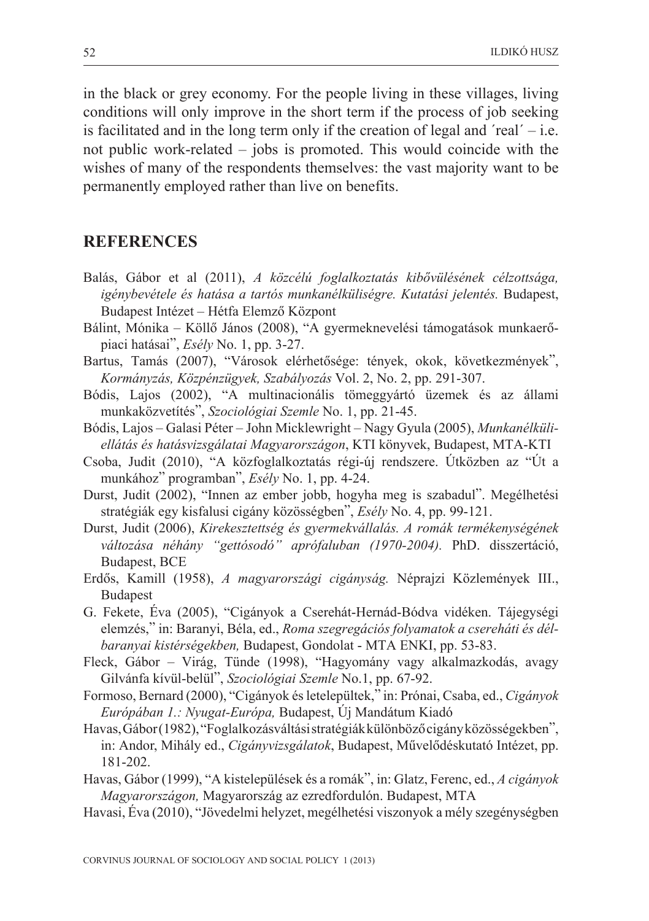in the black or grey economy. For the people living in these villages, living conditions will only improve in the short term if the process of job seeking is facilitated and in the long term only if the creation of legal and ´real´ – i.e. not public work-related – jobs is promoted. This would coincide with the wishes of many of the respondents themselves: the vast majority want to be permanently employed rather than live on benefits.

## REFERENCES

Balás, Gábor et al (2011), *A közcélú foglalkoztatás kibővülésének célzottsága, igénybevétele és hatása a tartós munkanélküliségre. Kutatási jelentés.* Budapest, Budapest Intézet – Hétfa Elemző Központ

Bálint, Mónika – Köllő János (2008), "A gyermeknevelési támogatások munkaerő-piaci hatásai", *Esély* No. 1, pp. 3-27.

Bartus, Tamás (2007), "Városok elérhetősége: tények, okok, következmények", *Kormányzás, Közpénzügyek, Szabályozás* Vol. 2, No. 2, pp. 291-307.

Bódis, Lajos (2002), "A multinacionális tömeggyártó üzemek és az állami munkaközvetítés", *Szociológiai Szemle* No. 1, pp. 21-45.

Bódis, Lajos – Galasi Péter – John Micklewright – Nagy Gyula (2005), *Munkanélküli-ellátás és hatásvizsgálatai Magyarországon*, KTI könyvek, Budapest, MTA-KTI

Csoba, Judit (2010), "A közfoglalkoztatás régi-új rendszere. Útközben az "Út a munkához" programban", *Esély* No. 1, pp. 4-24.

Durst, Judit (2002), "Innen az ember jobb, hogyha meg is szabadul". Megélhetési stratégiák egy kisfalusi cigány közösségben", *Esély* No. 4, pp. 99-121.

Durst, Judit (2006), *Kirekesztettség és gyermekvállalás. A romák termékenységének változása néhány "gettósodó" aprófaluban (1970-2004).* PhD. disszertáció, Budapest, BCE

Erdős, Kamill (1958), *A magyarországi cigányság.* Néprajzi Közlemények III., Budapest

G. Fekete, Éva (2005), "Cigányok a Cserehát-Hernád-Bódva vidéken. Tájegységi elemzés," in: Baranyi, Béla, ed., *Roma szegregációs folyamatok a cserehát i és dél-baranyai kistérségekben,* Budapest, Gondolat - MTA ENKI, pp. 53-83.

Fleck, Gábor – Virág, Tünde (1998), "Hagyomány vagy alkalmazkodás, avagy Gilvánfa kívül-belül", *Szociológiai Szemle* No.1, pp. 67-92.

Formoso, Bernard (2000), "Cigányok és letelepültek," in: Prónai, Csaba, ed., *Cigányok Európában 1.: Nyugat-Európa,* Budapest, Új Mandátum Kiadó

Havas, Gábor (1982), "Foglalkozásváltási stratégiák különböző cigány közösségekben", in: Andor, Mihály ed., *Cigányvizsgálatok*, Budapest, Művelődéskutató Intézet, pp. 181-202.

Havas, Gábor (1999), "A kistelepülések és a romák", in: Glatz, Ferenc, ed., *A cigányok Magyarországon,* Magyarország az ezredfordulón. Budapest, MTA

Havasi, Éva (2010), "Jövedelmi helyzet, megélhetési viszonyok a mély szegénységben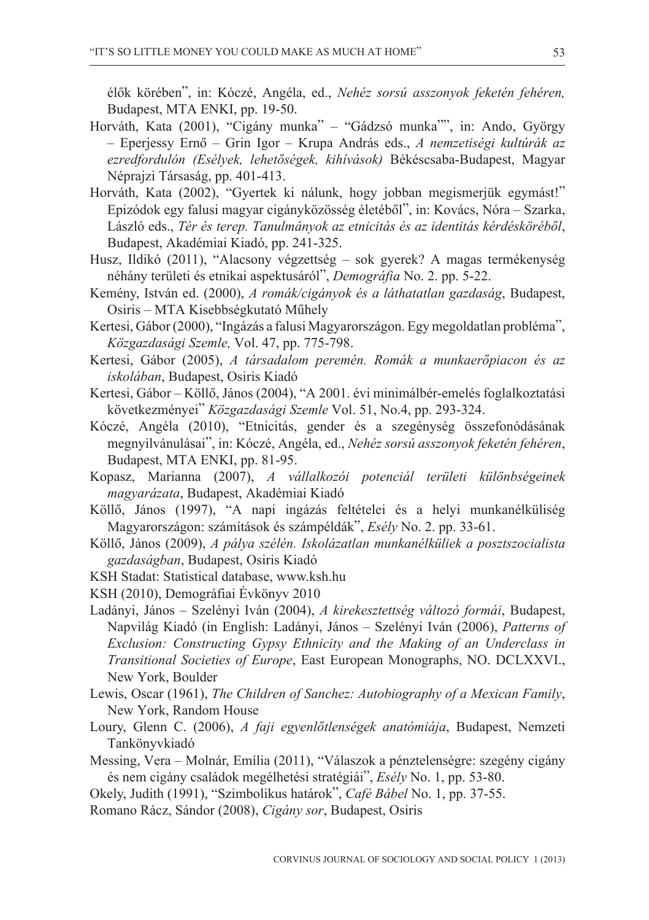élők körében", in: Kóczé, Angéla, ed., *Nehéz sorsú asszonyok feketén fehéren,* Budapest, MTA ENKI, pp. 19-50.

Horváth, Kata (2001), "Cigány munka" – "Gádzsó munka"", in: Ando, György – Eperjessy Ernő – Grin Igor – Krupa András eds., *A nemzetiségi kultúrák az ezredfordulón (Esélyek, lehetőségek, kihívások)* Békéscsaba-Budapest, Magyar Néprajzi Társaság, pp. 401-413.

Horváth, Kata (2002), "Gyertek ki nálunk, hogy jobban megismerjük egymást!" Epizódok egy falusi magyar cigányközösség életéből", in: Kovács, Nóra – Szarka, László eds., *Tér és terep. Tanulmányok az etnicitás és az identitás kérdésköréből*, Budapest, Akadémiai Kiadó, pp. 241-325.

Husz, Ildikó (2011), "Alacsony végzettség – sok gyerek? A magas termékenység néhány területi és etnikai aspektusáról", *Demográfia* No. 2. pp. 5-22.

Kemény, István ed. (2000), *A romák/cigányok és a láthatatlan gazdaság*, Budapest, Osiris – MTA Kisebbségkutató Műhely

Kertesi, Gábor (2000), "Ingázás a falusi Magyarországon. Egy megoldatlan probléma", *Közgazdasági Szemle,* Vol. 47, pp. 775-798.

Kertesi, Gábor (2005), *A társadalom peremén. Romák a munkaerőpiacon és az iskolában*, Budapest, Osiris Kiadó

Kertesi, Gábor – Köllő, János (2004), "A 2001. évi minimálbér-emelés foglalkoztatási következményei" *Közgazdasági Szemle* Vol. 51, No.4, pp. 293-324.

Kóczé, Angéla (2010), "Etnicitás, gender és a szegénység összefonódásának megnyilvánulásai", in: Kóczé, Angéla, ed., *Nehéz sorsú asszonyok feketén fehéren*, Budapest, MTA ENKI, pp. 81-95.

Kopasz, Marianna (2007), *A vállalkozói potenciál területi különbségeinek magyarázata*, Budapest, Akadémiai Kiadó

Köllő, János (1997), "A napi ingázás feltételei és a helyi munkanélküliség Magyarországon: számítások és számpéldák", *Esély* No. 2. pp. 33-61.

Köllő, János (2009), *A pálya szélén. Iskolázatlan munkanélküliek a posztszocialista gazdaságban*, Budapest, Osiris Kiadó

KSH Stadat: Statistical database, www.ksh.hu

KSH (2010), Demográfiai Évkönyv 2010

Ladányi, János – Szelényi Iván (2004), *A kirekesztettség változó formái*, Budapest, Napvilág Kiadó (in English: Ladányi, János – Szelényi Iván (2006), *Patterns of Exclusion: Constructing Gypsy Ethnicity and the Making of an Underclass in Transitional Societies of Europe*, East European Monographs, NO. DCLXXVI., New York, Boulder

Lewis, Oscar (1961), *The Children of Sanchez: Autobiography of a Mexican Family*, New York, Random House

Loury, Glenn C. (2006), *A faji egyenlőtlenségek anatómiája*, Budapest, Nemzeti Tankönyvkiadó

Messing, Vera – Molnár, Emília (2011), "Válaszok a pénztelenségre: szegény cigány és nem cigány családok megélhetési stratégiái", *Esély* No. 1, pp. 53-80.

Okely, Judith (1991), "Szimbolikus határok", *Café Bábel* No. 1, pp. 37-55.

Romano Rácz, Sándor (2008), *Cigány sor*, Budapest, Osiris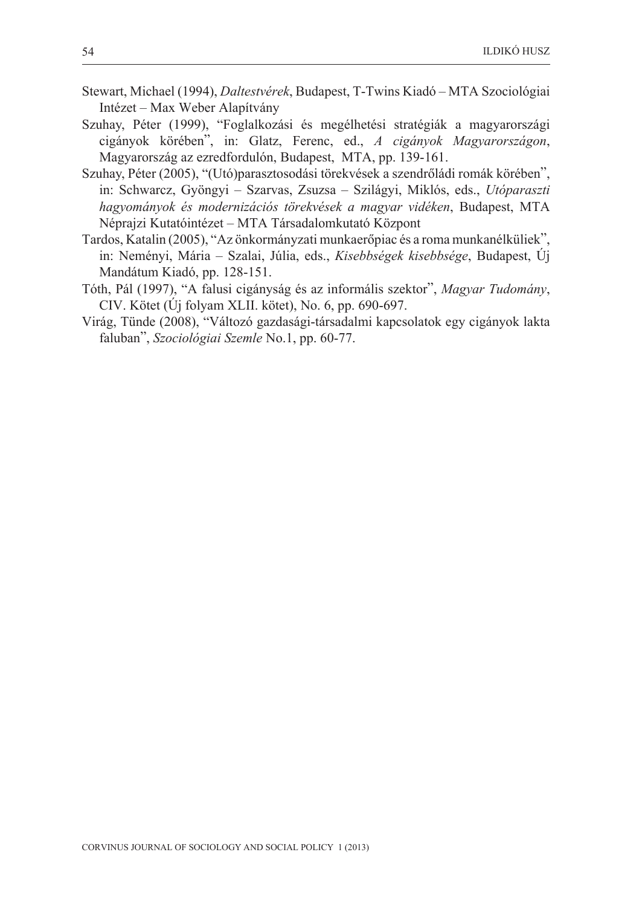Stewart, Michael (1994), *Daltestvérek*, Budapest, T-Twins Kiadó – MTA Szociológiai Intézet – Max Weber Alapítvány

Szuhay, Péter (1999), "Foglalkozási és megélhetési stratégiák a magyarországi cigányok körében", in: Glatz, Ferenc, ed., *A cigányok Magyarországon*, Magyarország az ezredfordulón, Budapest, MTA, pp. 139-161.

Szuhay, Péter (2005), "(Utó)parasztosodási törekvések a szendrőládi romák körében", in: Schwarcz, Gyöngyi – Szarvas, Zsuzsa – Szilágyi, Miklós, eds., *Utóparaszti hagyományok és modernizációs törekvések a magyar vidéken*, Budapest, MTA Néprajzi Kutatóintézet – MTA Társadalomkutató Központ

Tardos, Katalin (2005), "Az önkormányzati munkaerőpiac és a roma munkanélküliek", in: Neményi, Mária – Szalai, Júlia, eds., *Kisebbségek kisebbsége*, Budapest, Új Mandátum Kiadó, pp. 128-151.

Tóth, Pál (1997), "A falusi cigányság és az informális szektor", *Magyar Tudomány*, CIV. Kötet (Új folyam XLII. kötet), No. 6, pp. 690-697.

Virág, Tünde (2008), "Változó gazdasági-társadalmi kapcsolatok egy cigányok lakta faluban", *Szociológiai Szemle* No.1, pp. 60-77.